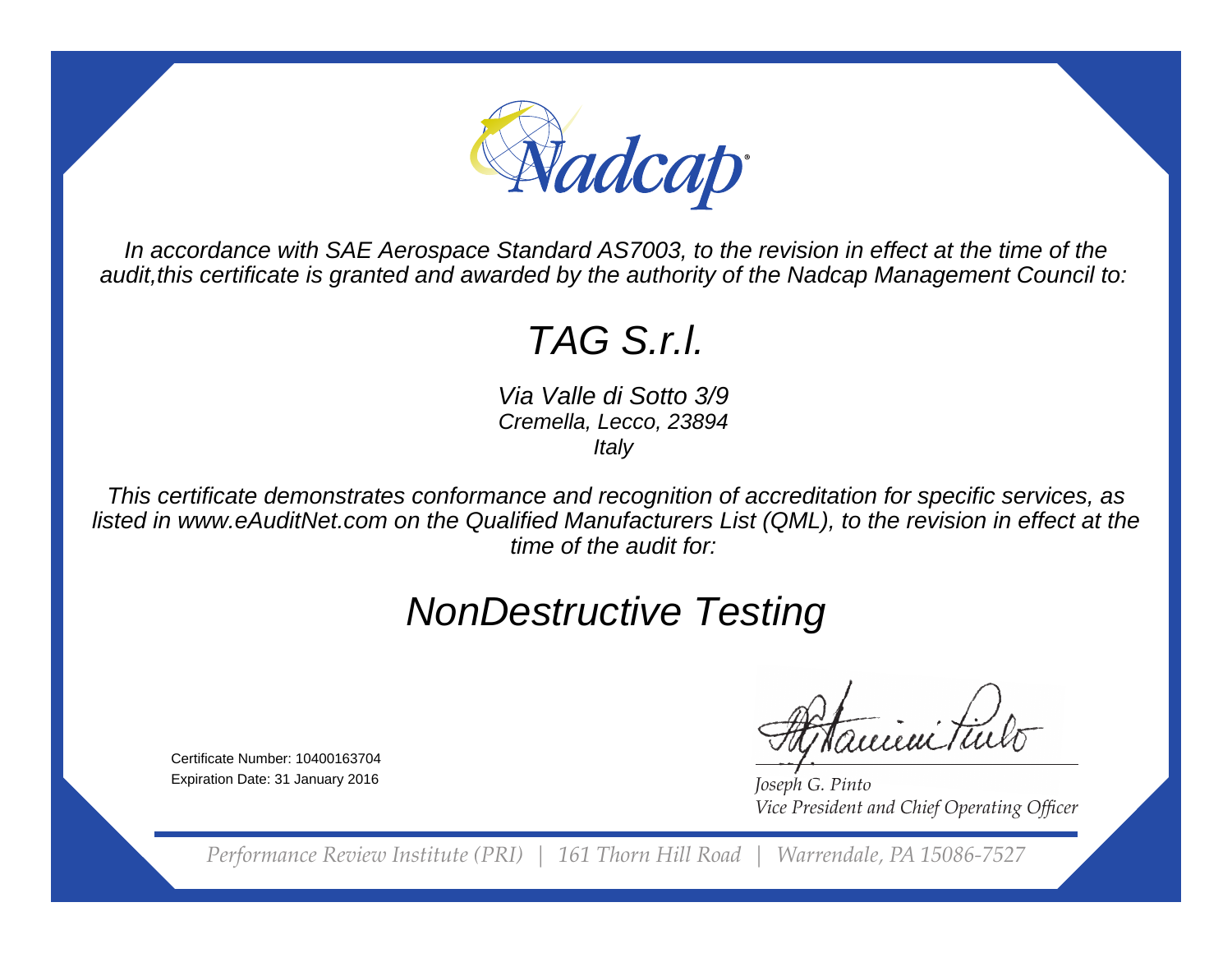# Nadcap

*In accordance with SAE Aerospace Standard AS7003, to the revision in effect at the time of the audit,this certificate is granted and awarded by the authority of the Nadcap Management Council to:*

## *TAG S.r.l.*

*Via Valle di Sotto 3/9*
*Cremella, Lecco, 23894*
*Italy*

*This certificate demonstrates conformance and recognition of accreditation for specific services, as listed in www.eAuditNet.com on the Qualified Manufacturers List (QML), to the revision in effect at the time of the audit for:*

## *NonDestructive Testing*

Certificate Number: 10400163704
Expiration Date: 31 January 2016

*Joseph G. Pinto*
*Vice President and Chief Operating Officer*

*Performance Review Institute (PRI) | 161 Thorn Hill Road | Warrendale, PA 15086-7527*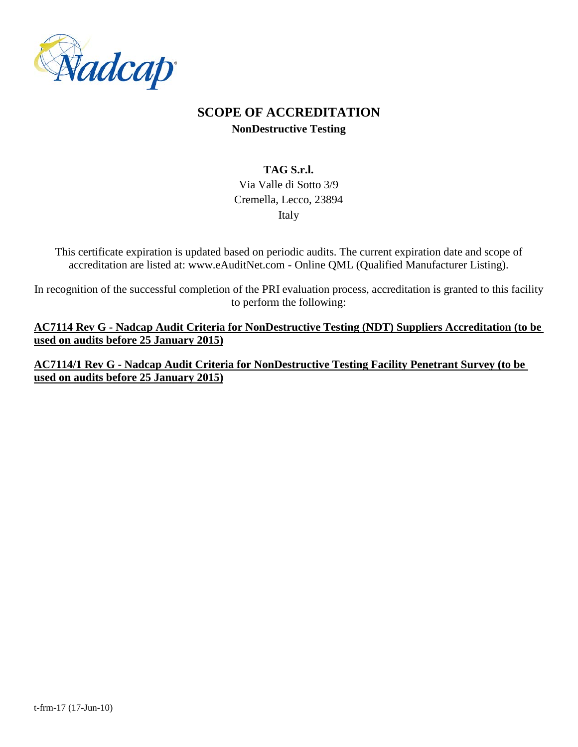# SCOPE OF ACCREDITATION

**NonDestructive Testing**

**TAG S.r.l.**
Via Valle di Sotto 3/9
Cremella, Lecco, 23894
Italy

This certificate expiration is updated based on periodic audits. The current expiration date and scope of accreditation are listed at: www.eAuditNet.com - Online QML (Qualified Manufacturer Listing).

In recognition of the successful completion of the PRI evaluation process, accreditation is granted to this facility to perform the following:

**AC7114 Rev G - Nadcap Audit Criteria for NonDestructive Testing (NDT) Suppliers Accreditation (to be used on audits before 25 January 2015)**

**AC7114/1 Rev G - Nadcap Audit Criteria for NonDestructive Testing Facility Penetrant Survey (to be used on audits before 25 January 2015)**

t-frm-17 (17-Jun-10)